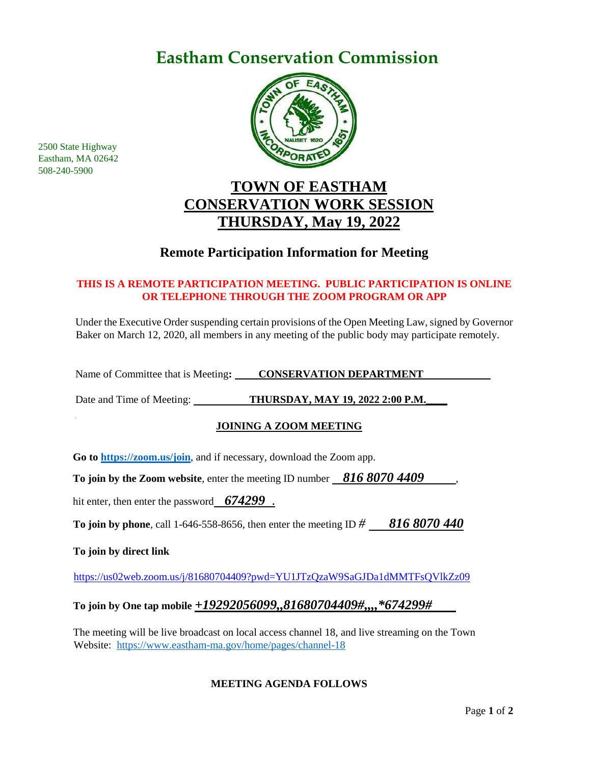# Eastham Conservation Commission

2500 State Highway
Eastham, MA 02642
508-240-5900

## TOWN OF EASTHAM
## CONSERVATION WORK SESSION
## THURSDAY, May 19, 2022

### Remote Participation Information for Meeting

**THIS IS A REMOTE PARTICIPATION MEETING. PUBLIC PARTICIPATION IS ONLINE OR TELEPHONE THROUGH THE ZOOM PROGRAM OR APP**

Under the Executive Order suspending certain provisions of the Open Meeting Law, signed by Governor Baker on March 12, 2020, all members in any meeting of the public body may participate remotely.

Name of Committee that is Meeting**:** **CONSERVATION DEPARTMENT**

Date and Time of Meeting: **THURSDAY, MAY 19, 2022 2:00 P.M.**

**JOINING A ZOOM MEETING**

**Go to [https://zoom.us/join](https://zoom.us/join)**, and if necessary, download the Zoom app.

**To join by the Zoom website**, enter the meeting ID number ***816 8070 4409***,

hit enter, then enter the password ***674299*** .

**To join by phone**, call 1-646-558-8656, then enter the meeting ID # ***816 8070 440***

**To join by direct link**

https://us02web.zoom.us/j/81680704409?pwd=YU1JTzQzaW9SaGJDa1dMMTFsQVlkZz09

**To join by One tap mobile *+19292056099,,81680704409#,,,,*674299#***

The meeting will be live broadcast on local access channel 18, and live streaming on the Town Website: https://www.eastham-ma.gov/home/pages/channel-18

**MEETING AGENDA FOLLOWS**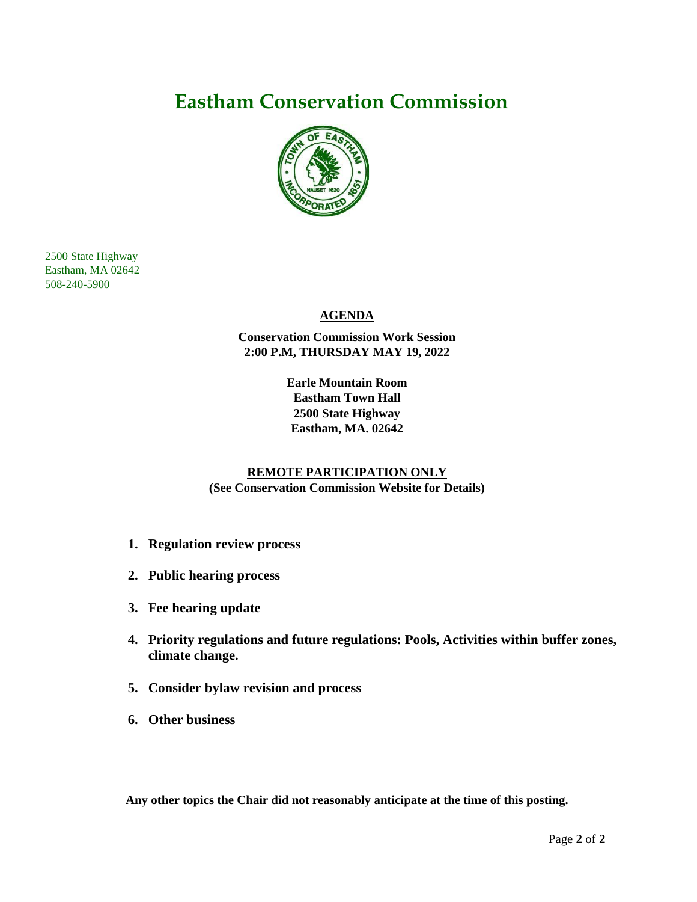# Eastham Conservation Commission

2500 State Highway
Eastham, MA 02642
508-240-5900

**AGENDA**

**Conservation Commission Work Session**
**2:00 P.M, THURSDAY MAY 19, 2022**

**Earle Mountain Room**
**Eastham Town Hall**
**2500 State Highway**
**Eastham, MA. 02642**

**REMOTE PARTICIPATION ONLY**
**(See Conservation Commission Website for Details)**

1. **Regulation review process**
2. **Public hearing process**
3. **Fee hearing update**
4. **Priority regulations and future regulations: Pools, Activities within buffer zones, climate change.**
5. **Consider bylaw revision and process**
6. **Other business**

**Any other topics the Chair did not reasonably anticipate at the time of this posting.**